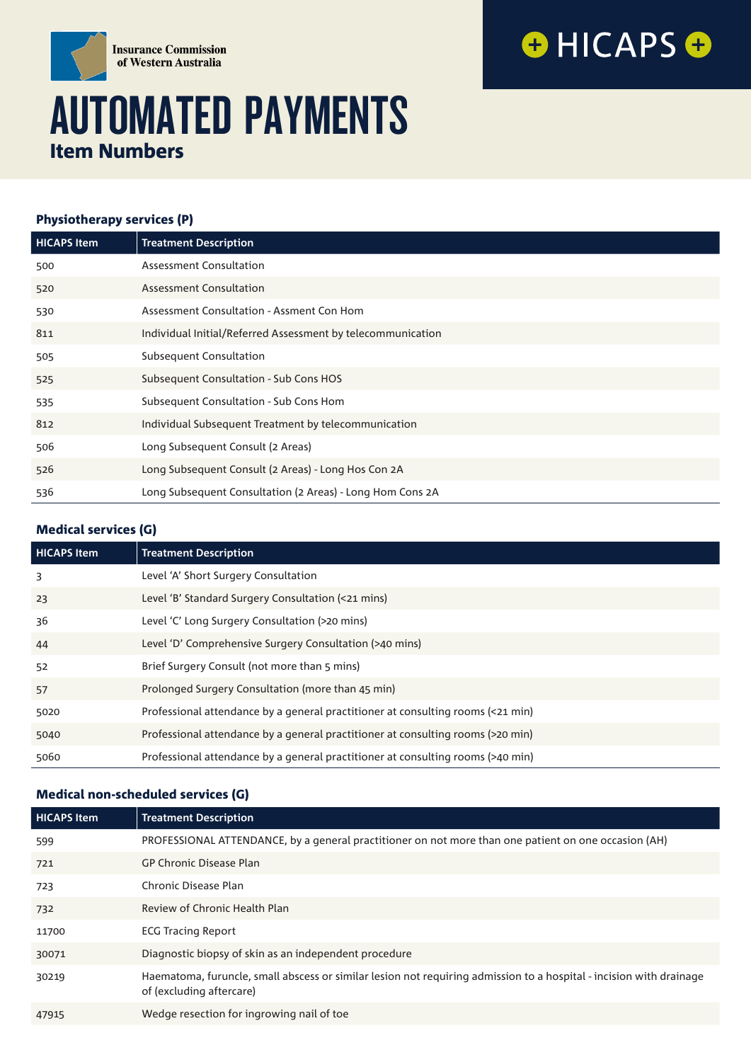Insurance Commission of Western Australia

HICAPS

# AUTOMATED PAYMENTS

## Item Numbers

### Physiotherapy services (P)

| HICAPS Item | Treatment Description |
|---|---|
| 500 | Assessment Consultation |
| 520 | Assessment Consultation |
| 530 | Assessment Consultation - Assment Con Hom |
| 811 | Individual Initial/Referred Assessment by telecommunication |
| 505 | Subsequent Consultation |
| 525 | Subsequent Consultation - Sub Cons HOS |
| 535 | Subsequent Consultation - Sub Cons Hom |
| 812 | Individual Subsequent Treatment by telecommunication |
| 506 | Long Subsequent Consult (2 Areas) |
| 526 | Long Subsequent Consult (2 Areas) - Long Hos Con 2A |
| 536 | Long Subsequent Consultation (2 Areas) - Long Hom Cons 2A |

### Medical services (G)

| HICAPS Item | Treatment Description |
|---|---|
| 3 | Level 'A' Short Surgery Consultation |
| 23 | Level 'B' Standard Surgery Consultation (<21 mins) |
| 36 | Level 'C' Long Surgery Consultation (>20 mins) |
| 44 | Level 'D' Comprehensive Surgery Consultation (>40 mins) |
| 52 | Brief Surgery Consult (not more than 5 mins) |
| 57 | Prolonged Surgery Consultation (more than 45 min) |
| 5020 | Professional attendance by a general practitioner at consulting rooms (<21 min) |
| 5040 | Professional attendance by a general practitioner at consulting rooms (>20 min) |
| 5060 | Professional attendance by a general practitioner at consulting rooms (>40 min) |

### Medical non-scheduled services (G)

| HICAPS Item | Treatment Description |
|---|---|
| 599 | PROFESSIONAL ATTENDANCE, by a general practitioner on not more than one patient on one occasion (AH) |
| 721 | GP Chronic Disease Plan |
| 723 | Chronic Disease Plan |
| 732 | Review of Chronic Health Plan |
| 11700 | ECG Tracing Report |
| 30071 | Diagnostic biopsy of skin as an independent procedure |
| 30219 | Haematoma, furuncle, small abscess or similar lesion not requiring admission to a hospital - incision with drainage of (excluding aftercare) |
| 47915 | Wedge resection for ingrowing nail of toe |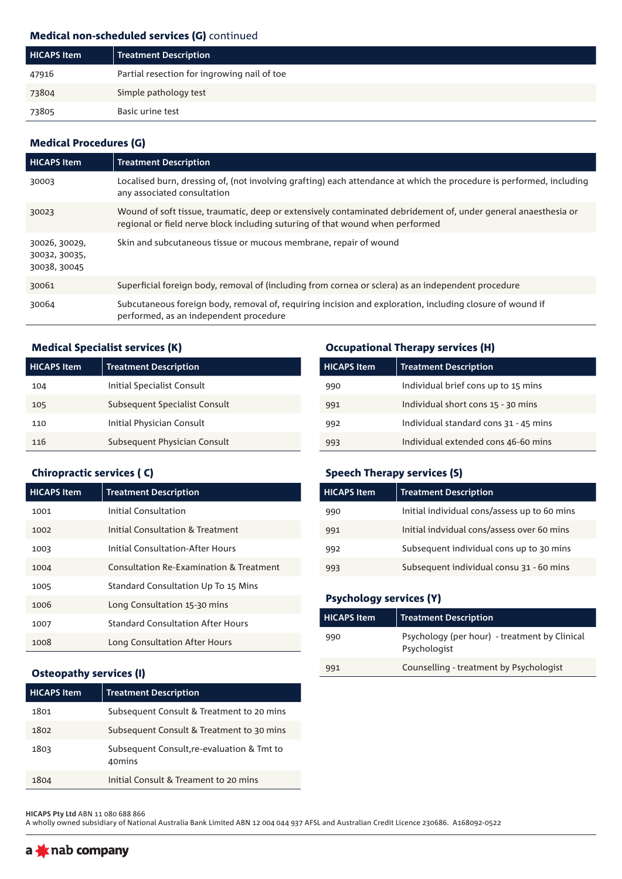### Medical non-scheduled services (G) continued

| HICAPS Item | Treatment Description |
|---|---|
| 47916 | Partial resection for ingrowing nail of toe |
| 73804 | Simple pathology test |
| 73805 | Basic urine test |

### Medical Procedures (G)

| HICAPS Item | Treatment Description |
|---|---|
| 30003 | Localised burn, dressing of, (not involving grafting) each attendance at which the procedure is performed, including any associated consultation |
| 30023 | Wound of soft tissue, traumatic, deep or extensively contaminated debridement of, under general anaesthesia or regional or field nerve block including suturing of that wound when performed |
| 30026, 30029, 30032, 30035, 30038, 30045 | Skin and subcutaneous tissue or mucous membrane, repair of wound |
| 30061 | Superficial foreign body, removal of (including from cornea or sclera) as an independent procedure |
| 30064 | Subcutaneous foreign body, removal of, requiring incision and exploration, including closure of wound if performed, as an independent procedure |

### Medical Specialist services (K)

| HICAPS Item | Treatment Description |
|---|---|
| 104 | Initial Specialist Consult |
| 105 | Subsequent Specialist Consult |
| 110 | Initial Physician Consult |
| 116 | Subsequent Physician Consult |

### Chiropractic services ( C)

| HICAPS Item | Treatment Description |
|---|---|
| 1001 | Initial Consultation |
| 1002 | Initial Consultation & Treatment |
| 1003 | Initial Consultation-After Hours |
| 1004 | Consultation Re-Examination & Treatment |
| 1005 | Standard Consultation Up To 15 Mins |
| 1006 | Long Consultation 15-30 mins |
| 1007 | Standard Consultation After Hours |
| 1008 | Long Consultation After Hours |

### Osteopathy services (I)

| HICAPS Item | Treatment Description |
|---|---|
| 1801 | Subsequent Consult & Treatment to 20 mins |
| 1802 | Subsequent Consult & Treatment to 30 mins |
| 1803 | Subsequent Consult,re-evaluation & Tmt to 40mins |
| 1804 | Initial Consult & Treament to 20 mins |

### Occupational Therapy services (H)

| HICAPS Item | Treatment Description |
|---|---|
| 990 | Individual brief cons up to 15 mins |
| 991 | Individual short cons 15 - 30 mins |
| 992 | Individual standard cons 31 - 45 mins |
| 993 | Individual extended cons 46-60 mins |

### Speech Therapy services (S)

| HICAPS Item | Treatment Description |
|---|---|
| 990 | Initial individual cons/assess up to 60 mins |
| 991 | Initial indvidual cons/assess over 60 mins |
| 992 | Subsequent individual cons up to 30 mins |
| 993 | Subsequent individual consu 31 - 60 mins |

### Psychology services (Y)

| HICAPS Item | Treatment Description |
|---|---|
| 990 | Psychology (per hour) - treatment by Clinical Psychologist |
| 991 | Counselling - treatment by Psychologist |

**HICAPS Pty Ltd** ABN 11 080 688 866
A wholly owned subsidiary of National Australia Bank Limited ABN 12 004 044 937 AFSL and Australian Credit Licence 230686. A168092-0522

a nab company